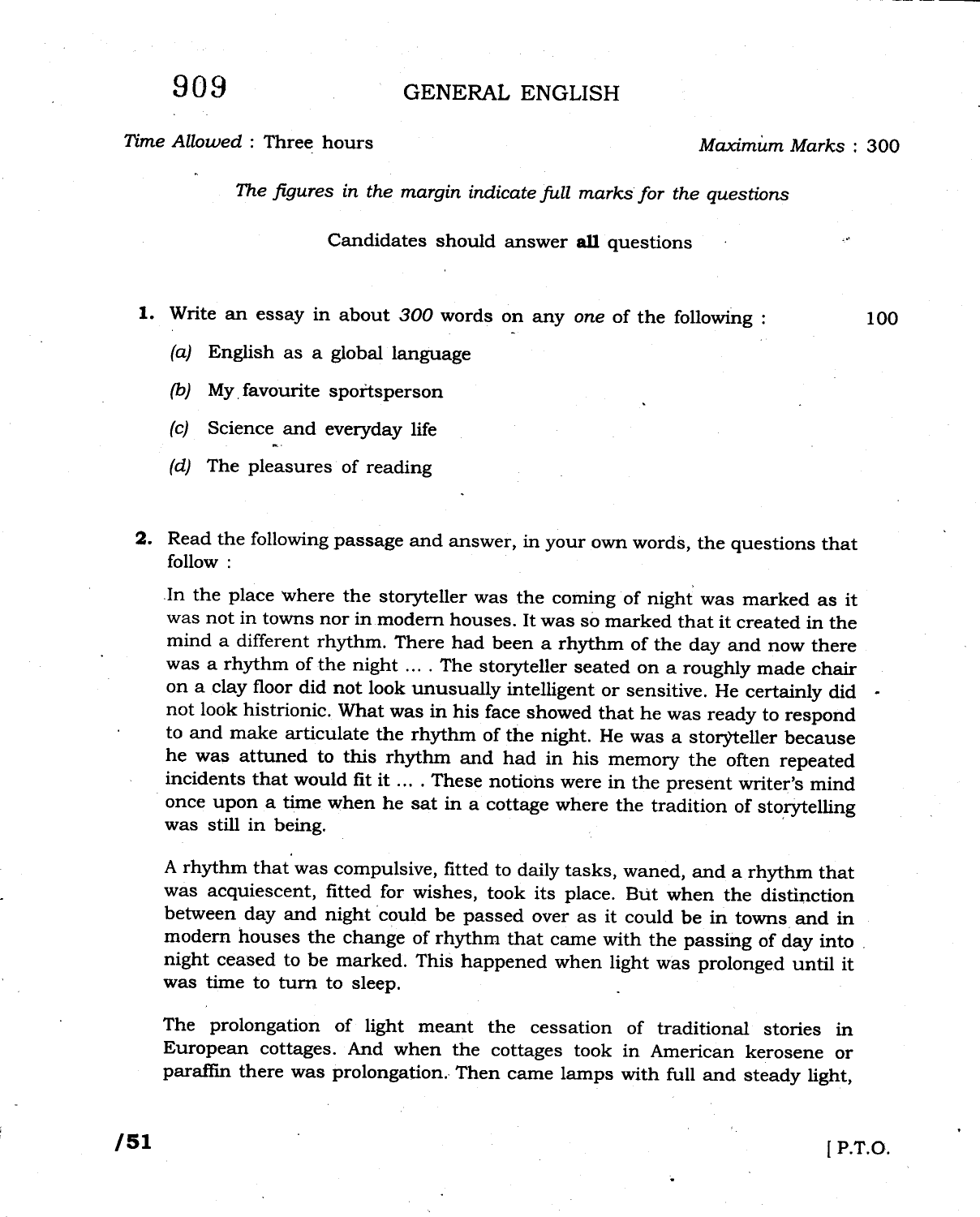# 909 GENERAL ENGLISH

*Time Allowed* : Three hours *Maximum Marks* : 300

*The figures in the margin indicate full marks for the questions*

Candidates should answer **all** questions

**1.** Write an essay in about *300* words on any *one* of the following : 100

*(a)* English as a global language

*(b)* My favourite sportsperson

*(c)* Science and everyday life

*(d)* The pleasures of reading

**2.** Read the following passage and answer, in your own words, the questions that follow :

In the place where the storyteller was the coming of night was marked as it was not in towns nor in modern houses. It was so marked that it created in the mind a different rhythm. There had been a rhythm of the day and now there was a rhythm of the night .... The storyteller seated on a roughly made chair on a clay floor did not look unusually intelligent or sensitive. He certainly did not look histrionic. What was in his face showed that he was ready to respond to and make articulate the rhythm of the night. He was a storyteller because he was attuned to this rhythm and had in his memory the often repeated incidents that would fit it .... These notions were in the present writer's mind once upon a time when he sat in a cottage where the tradition of storytelling was still in being.

A rhythm that was compulsive, fitted to daily tasks, waned, and a rhythm that was acquiescent, fitted for wishes, took its place. But when the distinction between day and night could be passed over as it could be in towns and in modern houses the change of rhythm that came with the passing of day into night ceased to be marked. This happened when light was prolonged until it was time to turn to sleep.

The prolongation of light meant the cessation of traditional stories in European cottages. And when the cottages took in American kerosene or paraffin there was prolongation. Then came lamps with full and steady light,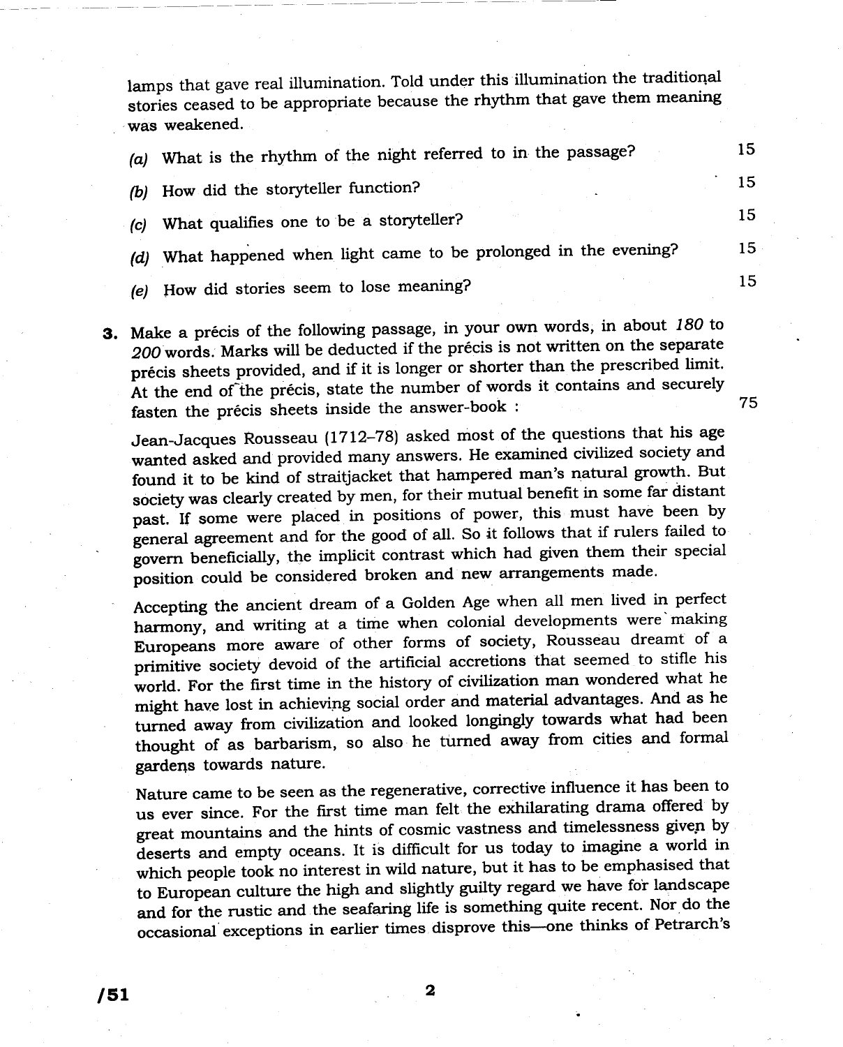lamps that gave real illumination. Told under this illumination the traditional stories ceased to be appropriate because the rhythm that gave them meaning was weakened.

(a) What is the rhythm of the night referred to in the passage? 15

(b) How did the storyteller function? 15

(c) What qualifies one to be a storyteller? 15

(d) What happened when light came to be prolonged in the evening? 15

(e) How did stories seem to lose meaning? 15

**3.** Make a précis of the following passage, in your own words, in about *180* to *200* words. Marks will be deducted if the précis is not written on the separate précis sheets provided, and if it is longer or shorter than the prescribed limit. At the end of the précis, state the number of words it contains and securely fasten the précis sheets inside the answer-book : 75

Jean-Jacques Rousseau (1712–78) asked most of the questions that his age wanted asked and provided many answers. He examined civilized society and found it to be kind of straitjacket that hampered man's natural growth. But society was clearly created by men, for their mutual benefit in some far distant past. If some were placed in positions of power, this must have been by general agreement and for the good of all. So it follows that if rulers failed to govern beneficially, the implicit contrast which had given them their special position could be considered broken and new arrangements made.

Accepting the ancient dream of a Golden Age when all men lived in perfect harmony, and writing at a time when colonial developments were making Europeans more aware of other forms of society, Rousseau dreamt of a primitive society devoid of the artificial accretions that seemed to stifle his world. For the first time in the history of civilization man wondered what he might have lost in achieving social order and material advantages. And as he turned away from civilization and looked longingly towards what had been thought of as barbarism, so also he turned away from cities and formal gardens towards nature.

Nature came to be seen as the regenerative, corrective influence it has been to us ever since. For the first time man felt the exhilarating drama offered by great mountains and the hints of cosmic vastness and timelessness given by deserts and empty oceans. It is difficult for us today to imagine a world in which people took no interest in wild nature, but it has to be emphasised that to European culture the high and slightly guilty regard we have for landscape and for the rustic and the seafaring life is something quite recent. Nor do the occasional exceptions in earlier times disprove this—one thinks of Petrarch's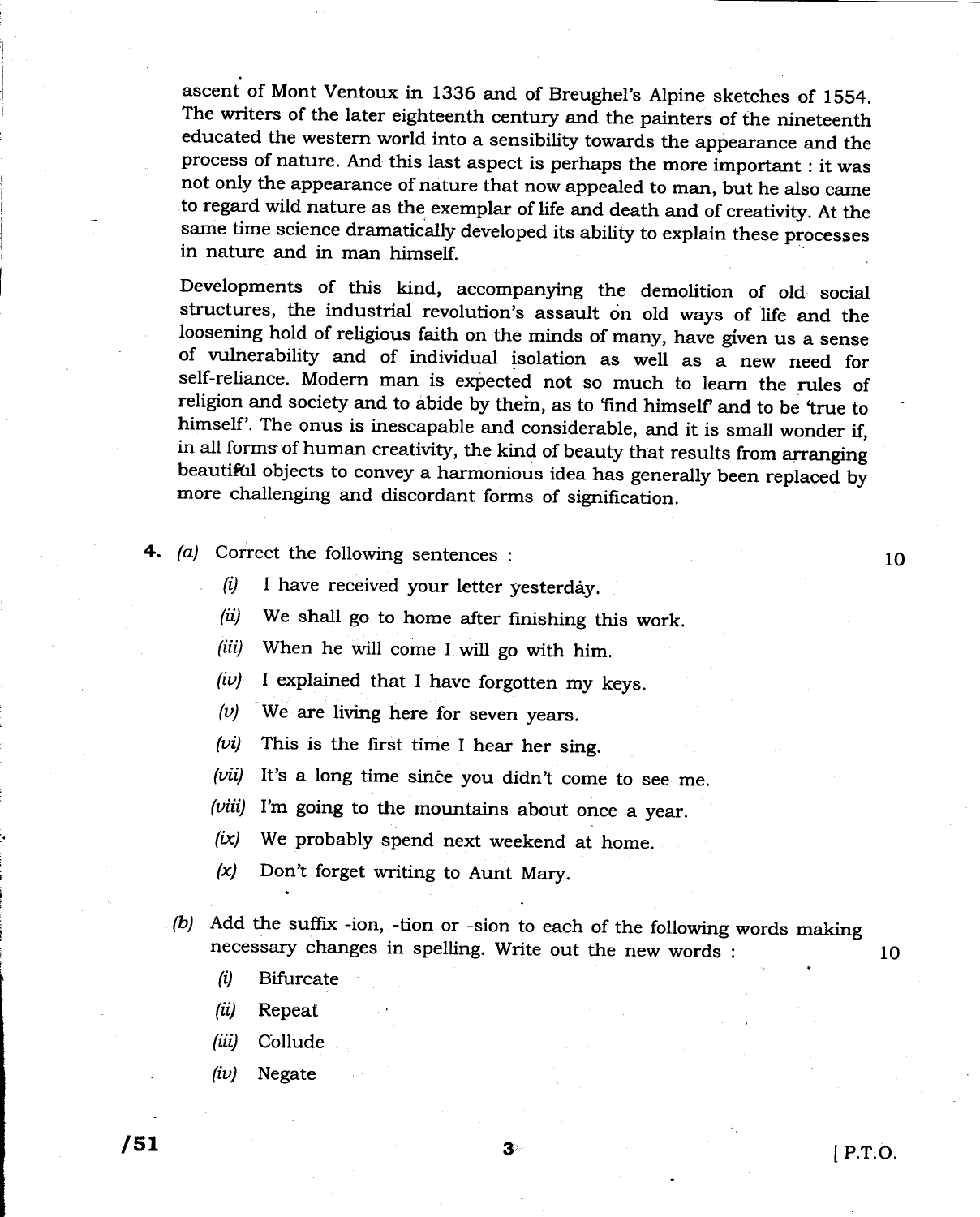ascent of Mont Ventoux in 1336 and of Breughel's Alpine sketches of 1554. The writers of the later eighteenth century and the painters of the nineteenth educated the western world into a sensibility towards the appearance and the process of nature. And this last aspect is perhaps the more important : it was not only the appearance of nature that now appealed to man, but he also came to regard wild nature as the exemplar of life and death and of creativity. At the same time science dramatically developed its ability to explain these processes in nature and in man himself.

Developments of this kind, accompanying the demolition of old social structures, the industrial revolution's assault on old ways of life and the loosening hold of religious faith on the minds of many, have given us a sense of vulnerability and of individual isolation as well as a new need for self-reliance. Modern man is expected not so much to learn the rules of religion and society and to abide by them, as to 'find himself' and to be 'true to himself'. The onus is inescapable and considerable, and it is small wonder if, in all forms of human creativity, the kind of beauty that results from arranging beautiful objects to convey a harmonious idea has generally been replaced by more challenging and discordant forms of signification.

**4.** *(a)* Correct the following sentences : 10

*(i)* I have received your letter yesterday.

*(ii)* We shall go to home after finishing this work.

*(iii)* When he will come I will go with him.

*(iv)* I explained that I have forgotten my keys.

*(v)* We are living here for seven years.

*(vi)* This is the first time I hear her sing.

*(vii)* It's a long time since you didn't come to see me.

*(viii)* I'm going to the mountains about once a year.

*(ix)* We probably spend next weekend at home.

*(x)* Don't forget writing to Aunt Mary.

*(b)* Add the suffix -ion, -tion or -sion to each of the following words making necessary changes in spelling. Write out the new words : 10

*(i)* Bifurcate

*(ii)* Repeat

*(iii)* Collude

*(iv)* Negate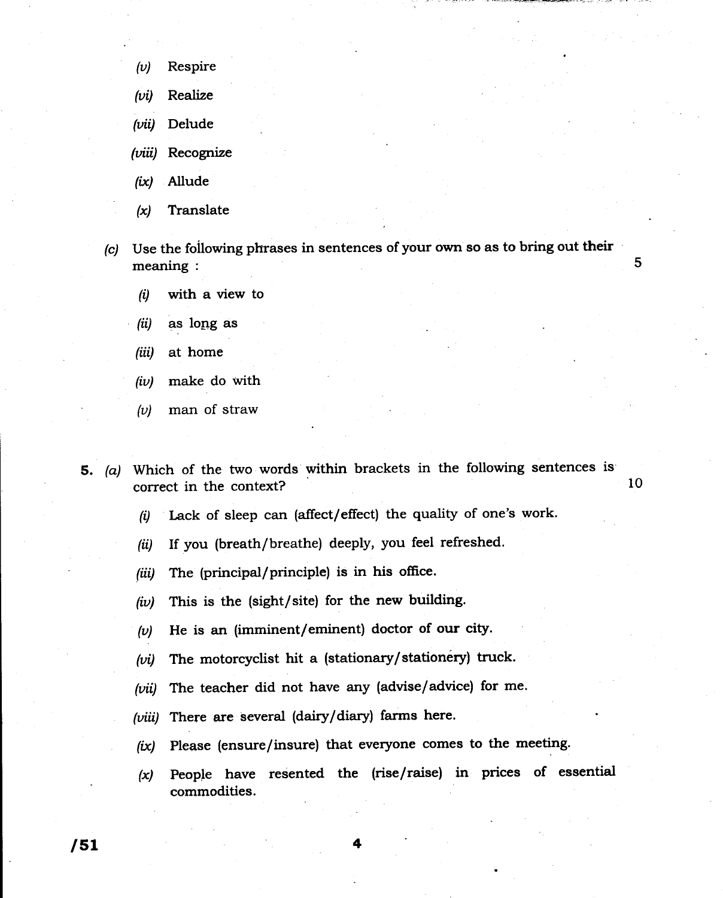(v) Respire

(vi) Realize

(vii) Delude

(viii) Recognize

(ix) Allude

(x) Translate

(c) Use the following phrases in sentences of your own so as to bring out their meaning : 5

(i) with a view to

(ii) as long as

(iii) at home

(iv) make do with

(v) man of straw

**5.** (a) Which of the two words within brackets in the following sentences is correct in the context? 10

(i) Lack of sleep can (affect/effect) the quality of one's work.

(ii) If you (breath/breathe) deeply, you feel refreshed.

(iii) The (principal/principle) is in his office.

(iv) This is the (sight/site) for the new building.

(v) He is an (imminent/eminent) doctor of our city.

(vi) The motorcyclist hit a (stationary/stationery) truck.

(vii) The teacher did not have any (advise/advice) for me.

(viii) There are several (dairy/diary) farms here.

(ix) Please (ensure/insure) that everyone comes to the meeting.

(x) People have resented the (rise/raise) in prices of essential commodities.

/51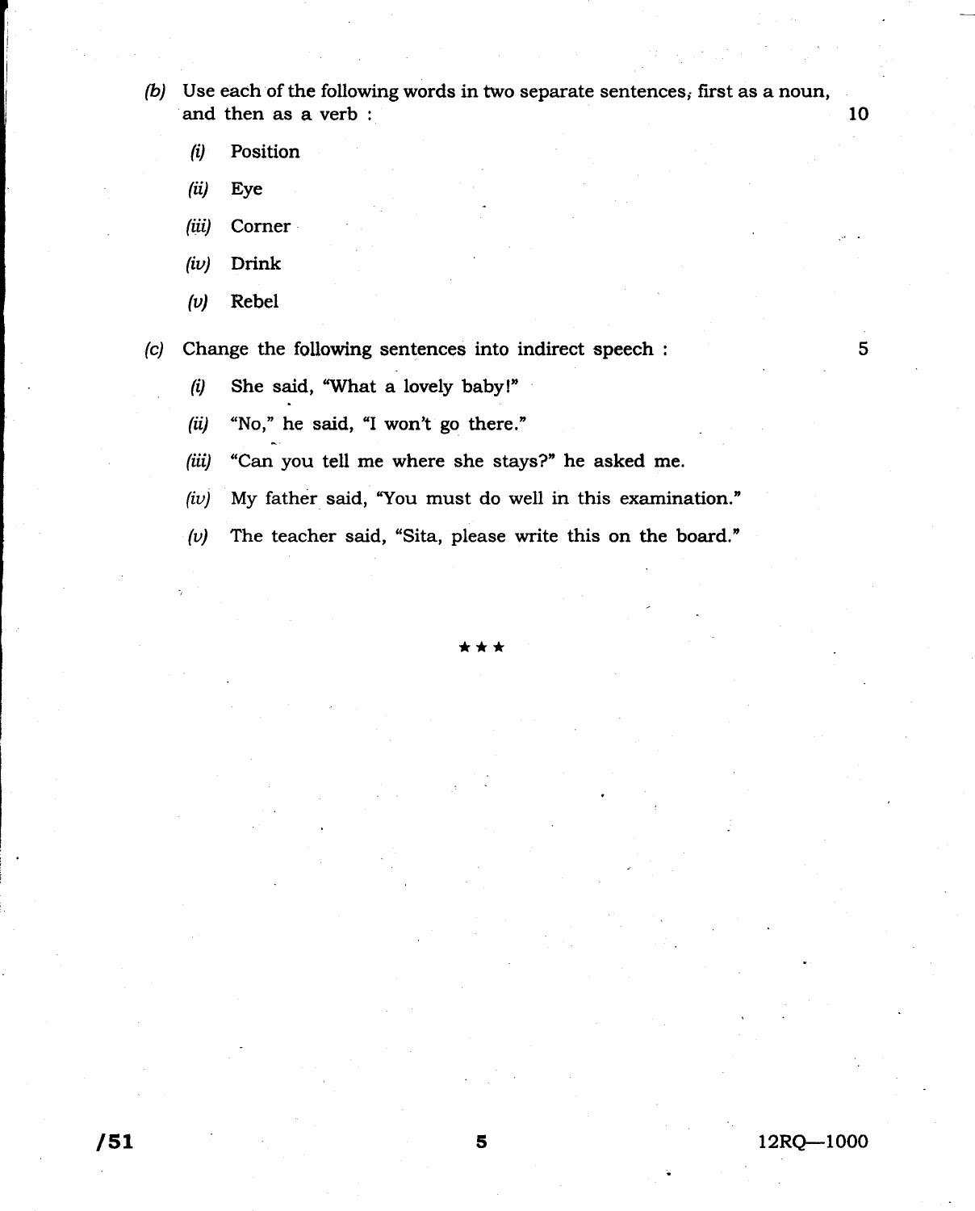(b) Use each of the following words in two separate sentences, first as a noun, and then as a verb : 10

(i) Position

(ii) Eye

(iii) Corner

(iv) Drink

(v) Rebel

(c) Change the following sentences into indirect speech : 5

(i) She said, "What a lovely baby!"

(ii) "No," he said, "I won't go there."

(iii) "Can you tell me where she stays?" he asked me.

(iv) My father said, "You must do well in this examination."

(v) The teacher said, "Sita, please write this on the board."

★★★